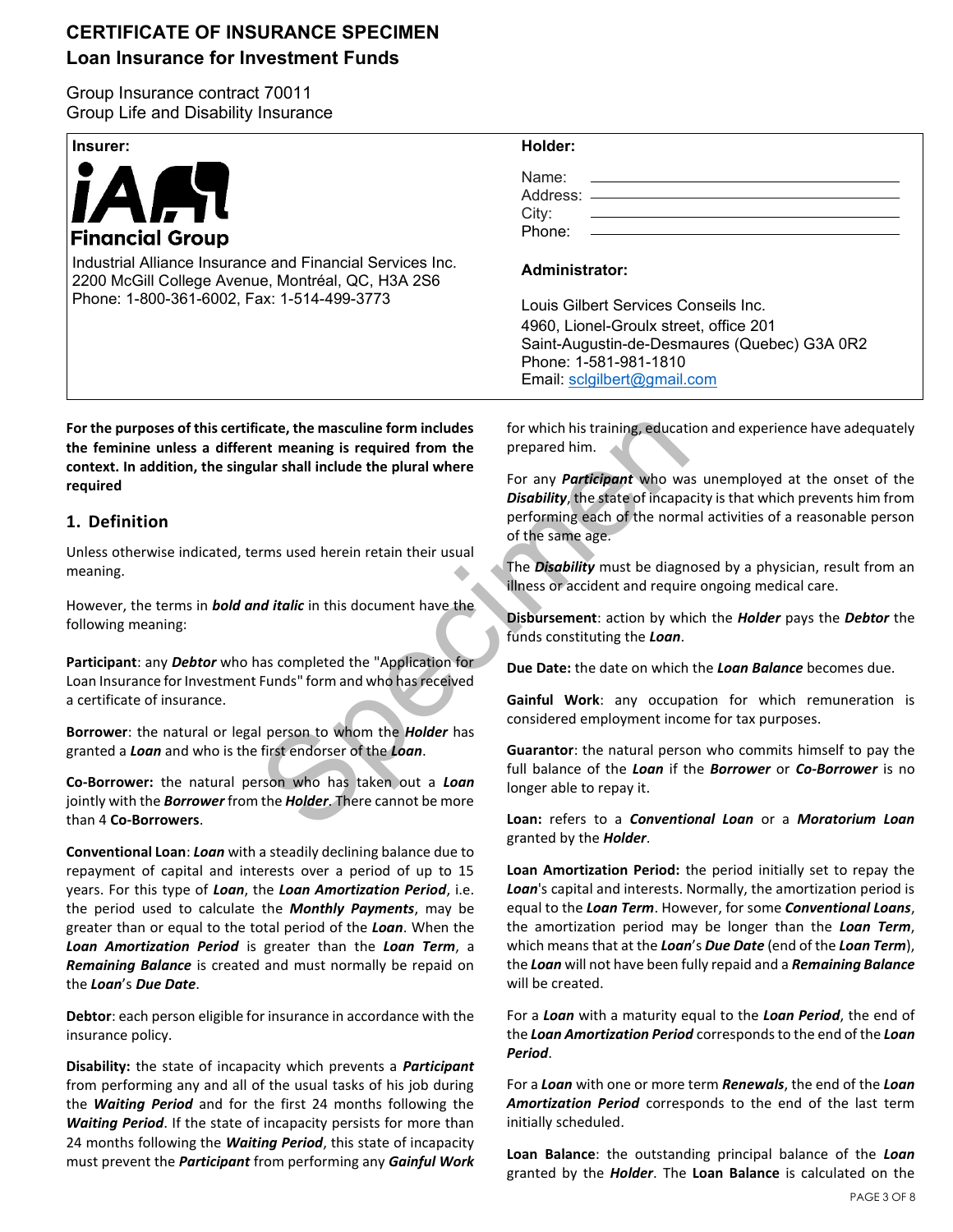# CERTIFICATE OF INSURANCE SPECIMEN
## Loan Insurance for Investment Funds

Group Insurance contract 70011
Group Life and Disability Insurance

**Insurer:**

iA Financial Group

Industrial Alliance Insurance and Financial Services Inc.
2200 McGill College Avenue, Montréal, QC, H3A 2S6
Phone: 1-800-361-6002, Fax: 1-514-499-3773

**Holder:**

Name: ______________________
Address: ______________________
City: ______________________
Phone: ______________________

**Administrator:**

Louis Gilbert Services Conseils Inc.
4960, Lionel-Groulx street, office 201
Saint-Augustin-de-Desmaures (Quebec) G3A 0R2
Phone: 1-581-981-1810
Email: sclgilbert@gmail.com

**For the purposes of this certificate, the masculine form includes the feminine unless a different meaning is required from the context. In addition, the singular shall include the plural where required**

## 1. Definition

Unless otherwise indicated, terms used herein retain their usual meaning.

However, the terms in ***bold and italic*** in this document have the following meaning:

**Participant**: any ***Debtor*** who has completed the "Application for Loan Insurance for Investment Funds" form and who has received a certificate of insurance.

**Borrower**: the natural or legal person to whom the ***Holder*** has granted a ***Loan*** and who is the first endorser of the ***Loan***.

**Co-Borrower:** the natural person who has taken out a ***Loan*** jointly with the ***Borrower*** from the ***Holder***. There cannot be more than 4 **Co-Borrowers**.

**Conventional Loan**: ***Loan*** with a steadily declining balance due to repayment of capital and interests over a period of up to 15 years. For this type of ***Loan***, the ***Loan Amortization Period***, i.e. the period used to calculate the ***Monthly Payments***, may be greater than or equal to the total period of the ***Loan***. When the ***Loan Amortization Period*** is greater than the ***Loan Term***, a ***Remaining Balance*** is created and must normally be repaid on the ***Loan***'s ***Due Date***.

**Debtor**: each person eligible for insurance in accordance with the insurance policy.

**Disability:** the state of incapacity which prevents a ***Participant*** from performing any and all of the usual tasks of his job during the ***Waiting Period*** and for the first 24 months following the ***Waiting Period***. If the state of incapacity persists for more than 24 months following the ***Waiting Period***, this state of incapacity must prevent the ***Participant*** from performing any ***Gainful Work*** for which his training, education and experience have adequately prepared him.

For any ***Participant*** who was unemployed at the onset of the ***Disability***, the state of incapacity is that which prevents him from performing each of the normal activities of a reasonable person of the same age.

The ***Disability*** must be diagnosed by a physician, result from an illness or accident and require ongoing medical care.

**Disbursement**: action by which the ***Holder*** pays the ***Debtor*** the funds constituting the ***Loan***.

**Due Date:** the date on which the ***Loan Balance*** becomes due.

**Gainful Work**: any occupation for which remuneration is considered employment income for tax purposes.

**Guarantor**: the natural person who commits himself to pay the full balance of the ***Loan*** if the ***Borrower*** or ***Co-Borrower*** is no longer able to repay it.

**Loan:** refers to a ***Conventional Loan*** or a ***Moratorium Loan*** granted by the ***Holder***.

**Loan Amortization Period:** the period initially set to repay the ***Loan***'s capital and interests. Normally, the amortization period is equal to the ***Loan Term***. However, for some ***Conventional Loans***, the amortization period may be longer than the ***Loan Term***, which means that at the ***Loan***'s ***Due Date*** (end of the ***Loan Term***), the ***Loan*** will not have been fully repaid and a ***Remaining Balance*** will be created.

For a ***Loan*** with a maturity equal to the ***Loan Period***, the end of the ***Loan Amortization Period*** corresponds to the end of the ***Loan Period***.

For a ***Loan*** with one or more term ***Renewals***, the end of the ***Loan Amortization Period*** corresponds to the end of the last term initially scheduled.

**Loan Balance**: the outstanding principal balance of the ***Loan*** granted by the ***Holder***. The **Loan Balance** is calculated on the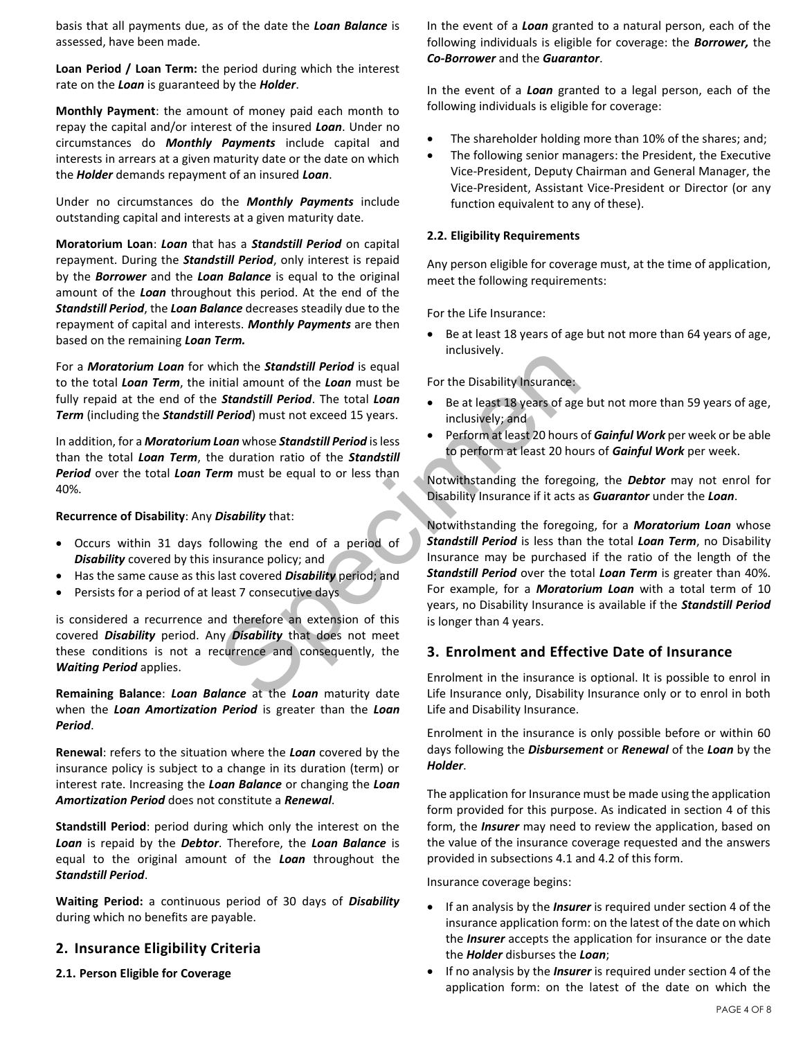basis that all payments due, as of the date the ***Loan Balance*** is assessed, have been made.

**Loan Period / Loan Term:** the period during which the interest rate on the ***Loan*** is guaranteed by the ***Holder***.

**Monthly Payment**: the amount of money paid each month to repay the capital and/or interest of the insured ***Loan***. Under no circumstances do ***Monthly Payments*** include capital and interests in arrears at a given maturity date or the date on which the ***Holder*** demands repayment of an insured ***Loan***.

Under no circumstances do the ***Monthly Payments*** include outstanding capital and interests at a given maturity date.

**Moratorium Loan**: ***Loan*** that has a ***Standstill Period*** on capital repayment. During the ***Standstill Period***, only interest is repaid by the ***Borrower*** and the ***Loan Balance*** is equal to the original amount of the ***Loan*** throughout this period. At the end of the ***Standstill Period***, the ***Loan Balance*** decreases steadily due to the repayment of capital and interests. ***Monthly Payments*** are then based on the remaining ***Loan Term.***

For a ***Moratorium Loan*** for which the ***Standstill Period*** is equal to the total ***Loan Term***, the initial amount of the ***Loan*** must be fully repaid at the end of the ***Standstill Period***. The total ***Loan Term*** (including the ***Standstill Period***) must not exceed 15 years.

In addition, for a ***Moratorium Loan*** whose ***Standstill Period*** is less than the total ***Loan Term***, the duration ratio of the ***Standstill Period*** over the total ***Loan Term*** must be equal to or less than 40%.

**Recurrence of Disability**: Any ***Disability*** that:

- Occurs within 31 days following the end of a period of ***Disability*** covered by this insurance policy; and
- Has the same cause as this last covered ***Disability*** period; and
- Persists for a period of at least 7 consecutive days

is considered a recurrence and therefore an extension of this covered ***Disability*** period. Any ***Disability*** that does not meet these conditions is not a recurrence and consequently, the ***Waiting Period*** applies.

**Remaining Balance**: ***Loan Balance*** at the ***Loan*** maturity date when the ***Loan Amortization Period*** is greater than the ***Loan Period***.

**Renewal**: refers to the situation where the ***Loan*** covered by the insurance policy is subject to a change in its duration (term) or interest rate. Increasing the ***Loan Balance*** or changing the ***Loan Amortization Period*** does not constitute a ***Renewal***.

**Standstill Period**: period during which only the interest on the ***Loan*** is repaid by the ***Debtor***. Therefore, the ***Loan Balance*** is equal to the original amount of the ***Loan*** throughout the ***Standstill Period***.

**Waiting Period:** a continuous period of 30 days of ***Disability*** during which no benefits are payable.

## 2. Insurance Eligibility Criteria

### 2.1. Person Eligible for Coverage

In the event of a ***Loan*** granted to a natural person, each of the following individuals is eligible for coverage: the ***Borrower,*** the ***Co-Borrower*** and the ***Guarantor***.

In the event of a ***Loan*** granted to a legal person, each of the following individuals is eligible for coverage:

- The shareholder holding more than 10% of the shares; and;
- The following senior managers: the President, the Executive Vice-President, Deputy Chairman and General Manager, the Vice-President, Assistant Vice-President or Director (or any function equivalent to any of these).

### 2.2. Eligibility Requirements

Any person eligible for coverage must, at the time of application, meet the following requirements:

For the Life Insurance:

- Be at least 18 years of age but not more than 64 years of age, inclusively.

For the Disability Insurance:

- Be at least 18 years of age but not more than 59 years of age, inclusively; and
- Perform at least 20 hours of ***Gainful Work*** per week or be able to perform at least 20 hours of ***Gainful Work*** per week.

Notwithstanding the foregoing, the ***Debtor*** may not enrol for Disability Insurance if it acts as ***Guarantor*** under the ***Loan***.

Notwithstanding the foregoing, for a ***Moratorium Loan*** whose ***Standstill Period*** is less than the total ***Loan Term***, no Disability Insurance may be purchased if the ratio of the length of the ***Standstill Period*** over the total ***Loan Term*** is greater than 40%. For example, for a ***Moratorium Loan*** with a total term of 10 years, no Disability Insurance is available if the ***Standstill Period*** is longer than 4 years.

## 3. Enrolment and Effective Date of Insurance

Enrolment in the insurance is optional. It is possible to enrol in Life Insurance only, Disability Insurance only or to enrol in both Life and Disability Insurance.

Enrolment in the insurance is only possible before or within 60 days following the ***Disbursement*** or ***Renewal*** of the ***Loan*** by the ***Holder***.

The application for Insurance must be made using the application form provided for this purpose. As indicated in section 4 of this form, the ***Insurer*** may need to review the application, based on the value of the insurance coverage requested and the answers provided in subsections 4.1 and 4.2 of this form.

Insurance coverage begins:

- If an analysis by the ***Insurer*** is required under section 4 of the insurance application form: on the latest of the date on which the ***Insurer*** accepts the application for insurance or the date the ***Holder*** disburses the ***Loan***;
- If no analysis by the ***Insurer*** is required under section 4 of the application form: on the latest of the date on which the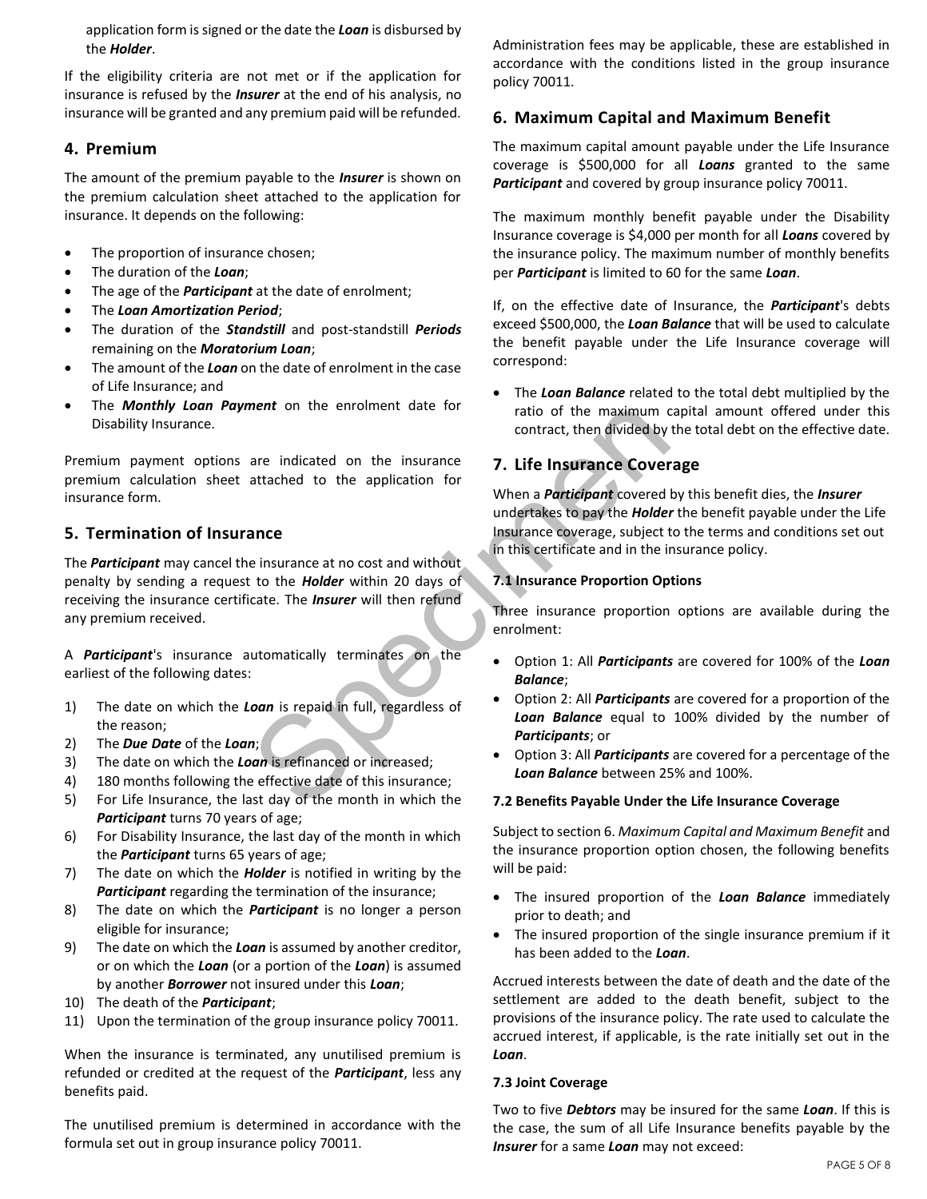application form is signed or the date the ***Loan*** is disbursed by the ***Holder***.

If the eligibility criteria are not met or if the application for insurance is refused by the ***Insurer*** at the end of his analysis, no insurance will be granted and any premium paid will be refunded.

## 4. Premium

The amount of the premium payable to the ***Insurer*** is shown on the premium calculation sheet attached to the application for insurance. It depends on the following:

- The proportion of insurance chosen;
- The duration of the ***Loan***;
- The age of the ***Participant*** at the date of enrolment;
- The ***Loan Amortization Period***;
- The duration of the ***Standstill*** and post-standstill ***Periods*** remaining on the ***Moratorium Loan***;
- The amount of the ***Loan*** on the date of enrolment in the case of Life Insurance; and
- The ***Monthly Loan Payment*** on the enrolment date for Disability Insurance.

Premium payment options are indicated on the insurance premium calculation sheet attached to the application for insurance form.

## 5. Termination of Insurance

The ***Participant*** may cancel the insurance at no cost and without penalty by sending a request to the ***Holder*** within 20 days of receiving the insurance certificate. The ***Insurer*** will then refund any premium received.

A ***Participant***'s insurance automatically terminates on the earliest of the following dates:

1) The date on which the ***Loan*** is repaid in full, regardless of the reason;
2) The ***Due Date*** of the ***Loan***;
3) The date on which the ***Loan*** is refinanced or increased;
4) 180 months following the effective date of this insurance;
5) For Life Insurance, the last day of the month in which the ***Participant*** turns 70 years of age;
6) For Disability Insurance, the last day of the month in which the ***Participant*** turns 65 years of age;
7) The date on which the ***Holder*** is notified in writing by the ***Participant*** regarding the termination of the insurance;
8) The date on which the ***Participant*** is no longer a person eligible for insurance;
9) The date on which the ***Loan*** is assumed by another creditor, or on which the ***Loan*** (or a portion of the ***Loan***) is assumed by another ***Borrower*** not insured under this ***Loan***;
10) The death of the ***Participant***;
11) Upon the termination of the group insurance policy 70011.

When the insurance is terminated, any unutilised premium is refunded or credited at the request of the ***Participant***, less any benefits paid.

The unutilised premium is determined in accordance with the formula set out in group insurance policy 70011.

Administration fees may be applicable, these are established in accordance with the conditions listed in the group insurance policy 70011.

## 6. Maximum Capital and Maximum Benefit

The maximum capital amount payable under the Life Insurance coverage is $500,000 for all ***Loans*** granted to the same ***Participant*** and covered by group insurance policy 70011.

The maximum monthly benefit payable under the Disability Insurance coverage is $4,000 per month for all ***Loans*** covered by the insurance policy. The maximum number of monthly benefits per ***Participant*** is limited to 60 for the same ***Loan***.

If, on the effective date of Insurance, the ***Participant***'s debts exceed $500,000, the ***Loan Balance*** that will be used to calculate the benefit payable under the Life Insurance coverage will correspond:

- The ***Loan Balance*** related to the total debt multiplied by the ratio of the maximum capital amount offered under this contract, then divided by the total debt on the effective date.

## 7. Life Insurance Coverage

When a ***Participant*** covered by this benefit dies, the ***Insurer*** undertakes to pay the ***Holder*** the benefit payable under the Life Insurance coverage, subject to the terms and conditions set out in this certificate and in the insurance policy.

### 7.1 Insurance Proportion Options

Three insurance proportion options are available during the enrolment:

- Option 1: All ***Participants*** are covered for 100% of the ***Loan Balance***;
- Option 2: All ***Participants*** are covered for a proportion of the ***Loan Balance*** equal to 100% divided by the number of ***Participants***; or
- Option 3: All ***Participants*** are covered for a percentage of the ***Loan Balance*** between 25% and 100%.

### 7.2 Benefits Payable Under the Life Insurance Coverage

Subject to section 6. *Maximum Capital and Maximum Benefit* and the insurance proportion option chosen, the following benefits will be paid:

- The insured proportion of the ***Loan Balance*** immediately prior to death; and
- The insured proportion of the single insurance premium if it has been added to the ***Loan***.

Accrued interests between the date of death and the date of the settlement are added to the death benefit, subject to the provisions of the insurance policy. The rate used to calculate the accrued interest, if applicable, is the rate initially set out in the ***Loan***.

### 7.3 Joint Coverage

Two to five ***Debtors*** may be insured for the same ***Loan***. If this is the case, the sum of all Life Insurance benefits payable by the ***Insurer*** for a same ***Loan*** may not exceed: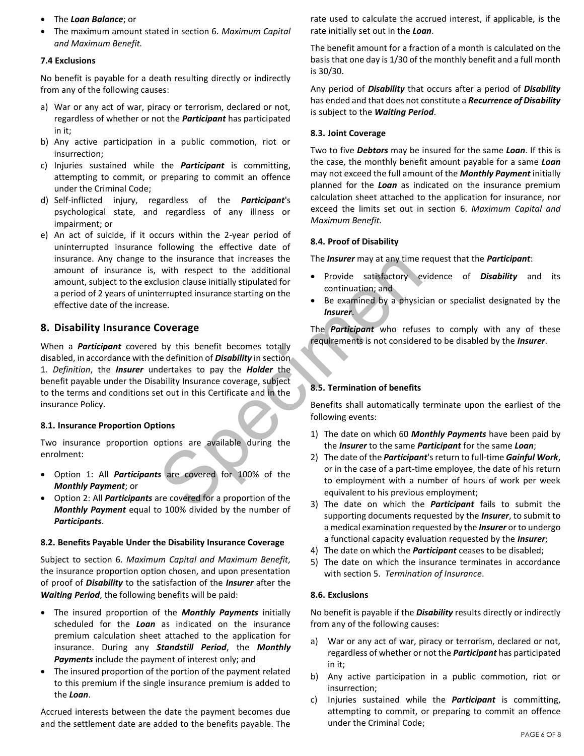- The ***Loan Balance***; or
- The maximum amount stated in section 6. *Maximum Capital and Maximum Benefit.*

#### 7.4 Exclusions

No benefit is payable for a death resulting directly or indirectly from any of the following causes:

a) War or any act of war, piracy or terrorism, declared or not, regardless of whether or not the ***Participant*** has participated in it;
b) Any active participation in a public commotion, riot or insurrection;
c) Injuries sustained while the ***Participant*** is committing, attempting to commit, or preparing to commit an offence under the Criminal Code;
d) Self-inflicted injury, regardless of the ***Participant***'s psychological state, and regardless of any illness or impairment; or
e) An act of suicide, if it occurs within the 2-year period of uninterrupted insurance following the effective date of insurance. Any change to the insurance that increases the amount of insurance is, with respect to the additional amount, subject to the exclusion clause initially stipulated for a period of 2 years of uninterrupted insurance starting on the effective date of the increase.

## 8. Disability Insurance Coverage

When a ***Participant*** covered by this benefit becomes totally disabled, in accordance with the definition of ***Disability*** in section 1. *Definition*, the ***Insurer*** undertakes to pay the ***Holder*** the benefit payable under the Disability Insurance coverage, subject to the terms and conditions set out in this Certificate and in the insurance Policy.

#### 8.1. Insurance Proportion Options

Two insurance proportion options are available during the enrolment:

- Option 1: All ***Participants*** are covered for 100% of the ***Monthly Payment***; or
- Option 2: All ***Participants*** are covered for a proportion of the ***Monthly Payment*** equal to 100% divided by the number of ***Participants***.

#### 8.2. Benefits Payable Under the Disability Insurance Coverage

Subject to section 6. *Maximum Capital and Maximum Benefit,* the insurance proportion option chosen, and upon presentation of proof of ***Disability*** to the satisfaction of the ***Insurer*** after the ***Waiting Period***, the following benefits will be paid:

- The insured proportion of the ***Monthly Payments*** initially scheduled for the ***Loan*** as indicated on the insurance premium calculation sheet attached to the application for insurance. During any ***Standstill Period***, the ***Monthly Payments*** include the payment of interest only; and
- The insured proportion of the portion of the payment related to this premium if the single insurance premium is added to the ***Loan***.

Accrued interests between the date the payment becomes due and the settlement date are added to the benefits payable. The rate used to calculate the accrued interest, if applicable, is the rate initially set out in the ***Loan***.

The benefit amount for a fraction of a month is calculated on the basis that one day is 1/30 of the monthly benefit and a full month is 30/30.

Any period of ***Disability*** that occurs after a period of ***Disability*** has ended and that does not constitute a ***Recurrence of Disability*** is subject to the ***Waiting Period***.

#### 8.3. Joint Coverage

Two to five ***Debtors*** may be insured for the same ***Loan***. If this is the case, the monthly benefit amount payable for a same ***Loan*** may not exceed the full amount of the ***Monthly Payment*** initially planned for the ***Loan*** as indicated on the insurance premium calculation sheet attached to the application for insurance, nor exceed the limits set out in section 6. *Maximum Capital and Maximum Benefit.*

#### 8.4. Proof of Disability

The ***Insurer*** may at any time request that the ***Participant***:

- Provide satisfactory evidence of ***Disability*** and its continuation; and
- Be examined by a physician or specialist designated by the ***Insurer***.

The ***Participant*** who refuses to comply with any of these requirements is not considered to be disabled by the ***Insurer***.

#### 8.5. Termination of benefits

Benefits shall automatically terminate upon the earliest of the following events:

1) The date on which 60 ***Monthly Payments*** have been paid by the ***Insurer*** to the same ***Participant*** for the same ***Loan***;
2) The date of the ***Participant***'s return to full-time ***Gainful Work***, or in the case of a part-time employee, the date of his return to employment with a number of hours of work per week equivalent to his previous employment;
3) The date on which the ***Participant*** fails to submit the supporting documents requested by the ***Insurer***, to submit to a medical examination requested by the ***Insurer*** or to undergo a functional capacity evaluation requested by the ***Insurer***;
4) The date on which the ***Participant*** ceases to be disabled;
5) The date on which the insurance terminates in accordance with section 5. *Termination of Insurance*.

#### 8.6. Exclusions

No benefit is payable if the ***Disability*** results directly or indirectly from any of the following causes:

a) War or any act of war, piracy or terrorism, declared or not, regardless of whether or not the ***Participant*** has participated in it;
b) Any active participation in a public commotion, riot or insurrection;
c) Injuries sustained while the ***Participant*** is committing, attempting to commit, or preparing to commit an offence under the Criminal Code;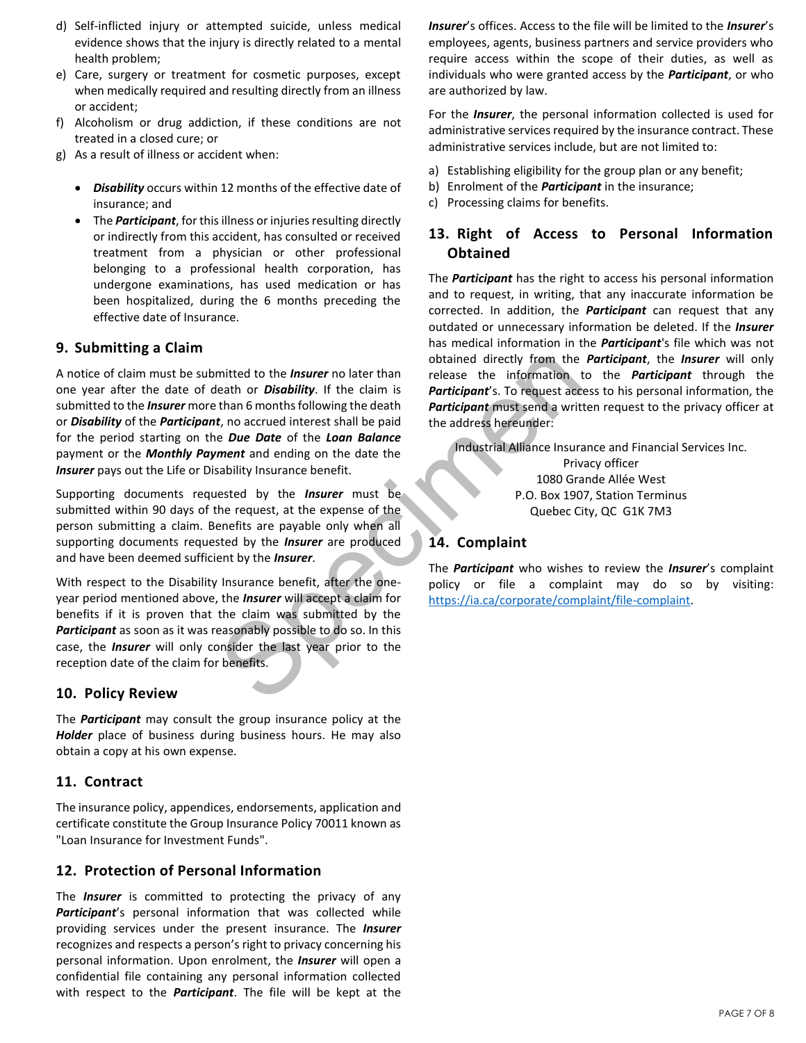d) Self-inflicted injury or attempted suicide, unless medical evidence shows that the injury is directly related to a mental health problem;
e) Care, surgery or treatment for cosmetic purposes, except when medically required and resulting directly from an illness or accident;
f) Alcoholism or drug addiction, if these conditions are not treated in a closed cure; or
g) As a result of illness or accident when:
   - ***Disability*** occurs within 12 months of the effective date of insurance; and
   - The ***Participant***, for this illness or injuries resulting directly or indirectly from this accident, has consulted or received treatment from a physician or other professional belonging to a professional health corporation, has undergone examinations, has used medication or has been hospitalized, during the 6 months preceding the effective date of Insurance.

## 9. Submitting a Claim

A notice of claim must be submitted to the ***Insurer*** no later than one year after the date of death or ***Disability***. If the claim is submitted to the ***Insurer*** more than 6 months following the death or ***Disability*** of the ***Participant***, no accrued interest shall be paid for the period starting on the ***Due Date*** of the ***Loan Balance*** payment or the ***Monthly Payment*** and ending on the date the ***Insurer*** pays out the Life or Disability Insurance benefit.

Supporting documents requested by the ***Insurer*** must be submitted within 90 days of the request, at the expense of the person submitting a claim. Benefits are payable only when all supporting documents requested by the ***Insurer*** are produced and have been deemed sufficient by the ***Insurer***.

With respect to the Disability Insurance benefit, after the one-year period mentioned above, the ***Insurer*** will accept a claim for benefits if it is proven that the claim was submitted by the ***Participant*** as soon as it was reasonably possible to do so. In this case, the ***Insurer*** will only consider the last year prior to the reception date of the claim for benefits.

## 10. Policy Review

The ***Participant*** may consult the group insurance policy at the ***Holder*** place of business during business hours. He may also obtain a copy at his own expense.

## 11. Contract

The insurance policy, appendices, endorsements, application and certificate constitute the Group Insurance Policy 70011 known as "Loan Insurance for Investment Funds".

## 12. Protection of Personal Information

The ***Insurer*** is committed to protecting the privacy of any ***Participant***'s personal information that was collected while providing services under the present insurance. The ***Insurer*** recognizes and respects a person's right to privacy concerning his personal information. Upon enrolment, the ***Insurer*** will open a confidential file containing any personal information collected with respect to the ***Participant***. The file will be kept at the ***Insurer***'s offices. Access to the file will be limited to the ***Insurer***'s employees, agents, business partners and service providers who require access within the scope of their duties, as well as individuals who were granted access by the ***Participant***, or who are authorized by law.

For the ***Insurer***, the personal information collected is used for administrative services required by the insurance contract. These administrative services include, but are not limited to:

a) Establishing eligibility for the group plan or any benefit;
b) Enrolment of the ***Participant*** in the insurance;
c) Processing claims for benefits.

## 13. Right of Access to Personal Information Obtained

The ***Participant*** has the right to access his personal information and to request, in writing, that any inaccurate information be corrected. In addition, the ***Participant*** can request that any outdated or unnecessary information be deleted. If the ***Insurer*** has medical information in the ***Participant***'s file which was not obtained directly from the ***Participant***, the ***Insurer*** will only release the information to the ***Participant*** through the ***Participant***'s. To request access to his personal information, the ***Participant*** must send a written request to the privacy officer at the address hereunder:

Industrial Alliance Insurance and Financial Services Inc.
Privacy officer
1080 Grande Allée West
P.O. Box 1907, Station Terminus
Quebec City, QC G1K 7M3

## 14. Complaint

The ***Participant*** who wishes to review the ***Insurer***'s complaint policy or file a complaint may do so by visiting: https://ia.ca/corporate/complaint/file-complaint.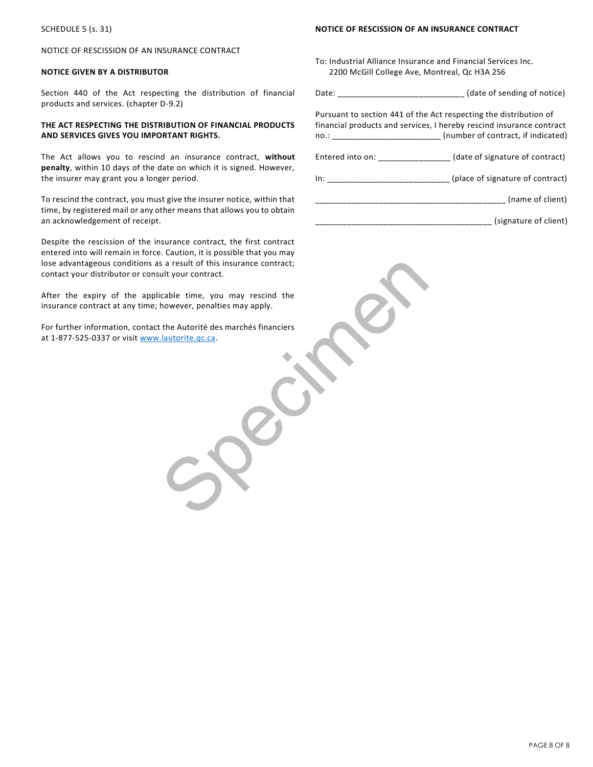SCHEDULE 5 (s. 31)

NOTICE OF RESCISSION OF AN INSURANCE CONTRACT

**NOTICE GIVEN BY A DISTRIBUTOR**

Section 440 of the Act respecting the distribution of financial products and services. (chapter D-9.2)

**THE ACT RESPECTING THE DISTRIBUTION OF FINANCIAL PRODUCTS AND SERVICES GIVES YOU IMPORTANT RIGHTS.**

The Act allows you to rescind an insurance contract, **without penalty**, within 10 days of the date on which it is signed. However, the insurer may grant you a longer period.

To rescind the contract, you must give the insurer notice, within that time, by registered mail or any other means that allows you to obtain an acknowledgement of receipt.

Despite the rescission of the insurance contract, the first contract entered into will remain in force. Caution, it is possible that you may lose advantageous conditions as a result of this insurance contract; contact your distributor or consult your contract.

After the expiry of the applicable time, you may rescind the insurance contract at any time; however, penalties may apply.

For further information, contact the Autorité des marchés financiers at 1-877-525-0337 or visit www.lautorite.qc.ca.

**NOTICE OF RESCISSION OF AN INSURANCE CONTRACT**

To: Industrial Alliance Insurance and Financial Services Inc.
2200 McGill College Ave, Montreal, Qc H3A 2S6

Date: ____________________________ (date of sending of notice)

Pursuant to section 441 of the Act respecting the distribution of financial products and services, I hereby rescind insurance contract no.: ________________________ (number of contract, if indicated)

Entered into on: ________________ (date of signature of contract)

In: ___________________________ (place of signature of contract)

__________________________________________ (name of client)

_______________________________________ (signature of client)

Specimen